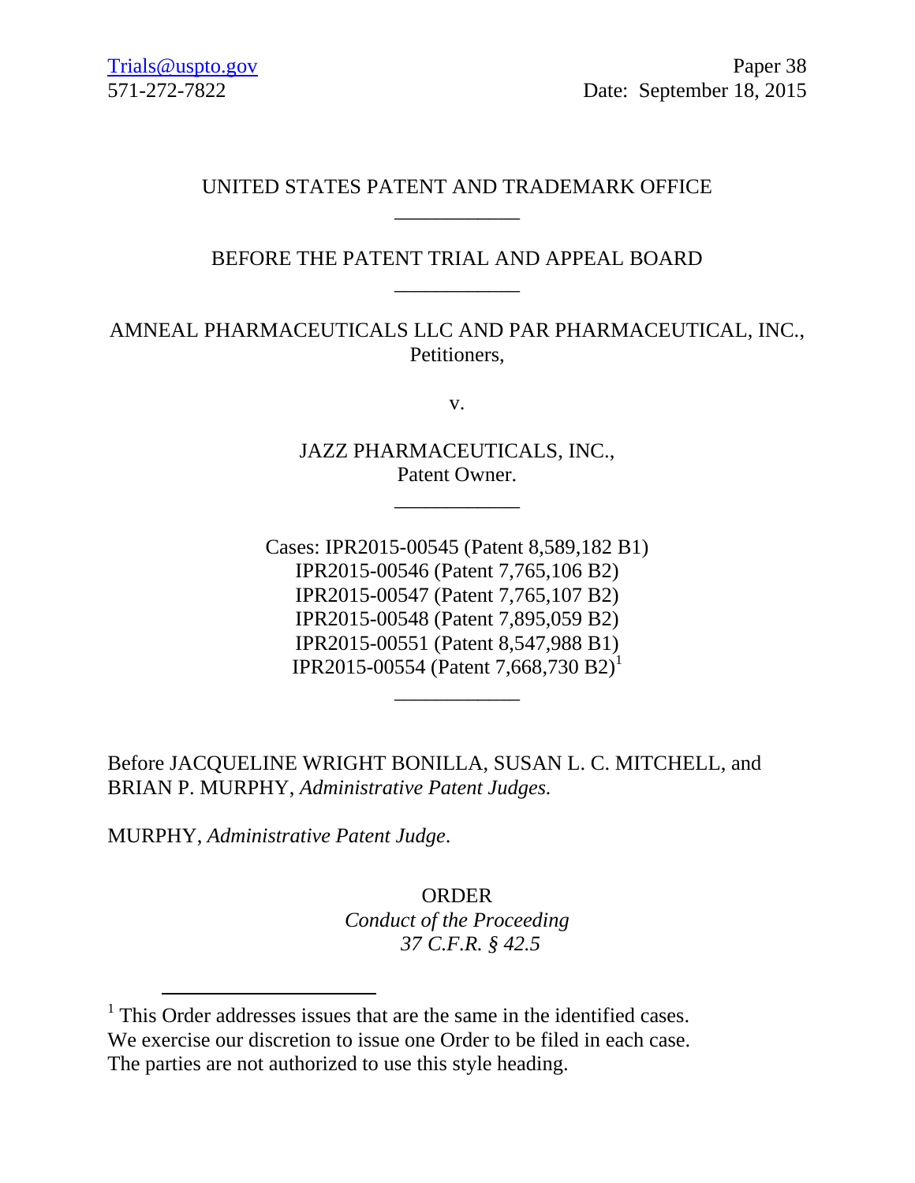Trials@uspto.gov
571-272-7822

Paper 38
Date: September 18, 2015

UNITED STATES PATENT AND TRADEMARK OFFICE

---

BEFORE THE PATENT TRIAL AND APPEAL BOARD

---

AMNEAL PHARMACEUTICALS LLC AND PAR PHARMACEUTICAL, INC.,
Petitioners,

v.

JAZZ PHARMACEUTICALS, INC.,
Patent Owner.

---

Cases: IPR2015-00545 (Patent 8,589,182 B1)
IPR2015-00546 (Patent 7,765,106 B2)
IPR2015-00547 (Patent 7,765,107 B2)
IPR2015-00548 (Patent 7,895,059 B2)
IPR2015-00551 (Patent 8,547,988 B1)
IPR2015-00554 (Patent 7,668,730 B2)[1]

---

Before JACQUELINE WRIGHT BONILLA, SUSAN L. C. MITCHELL, and BRIAN P. MURPHY, *Administrative Patent Judges.*

MURPHY, *Administrative Patent Judge*.

ORDER
*Conduct of the Proceeding*
*37 C.F.R. § 42.5*

---

[1] This Order addresses issues that are the same in the identified cases. We exercise our discretion to issue one Order to be filed in each case. The parties are not authorized to use this style heading.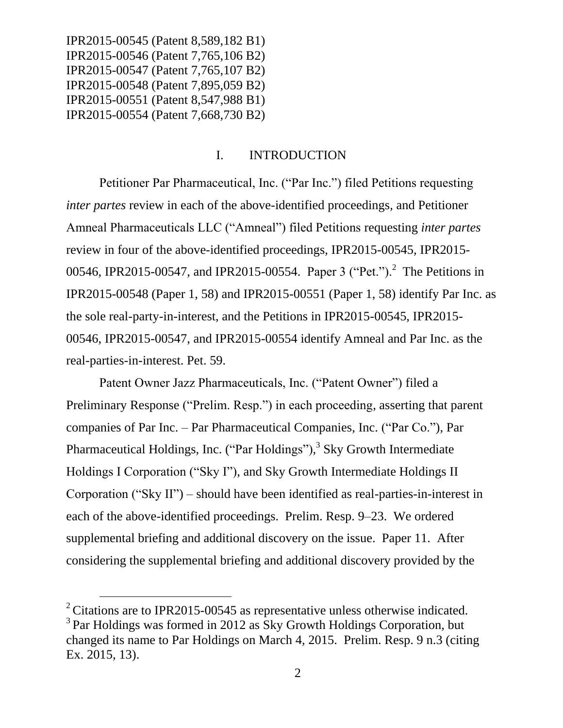IPR2015-00545 (Patent 8,589,182 B1)
IPR2015-00546 (Patent 7,765,106 B2)
IPR2015-00547 (Patent 7,765,107 B2)
IPR2015-00548 (Patent 7,895,059 B2)
IPR2015-00551 (Patent 8,547,988 B1)
IPR2015-00554 (Patent 7,668,730 B2)

## I. INTRODUCTION

Petitioner Par Pharmaceutical, Inc. ("Par Inc.") filed Petitions requesting *inter partes* review in each of the above-identified proceedings, and Petitioner Amneal Pharmaceuticals LLC ("Amneal") filed Petitions requesting *inter partes* review in four of the above-identified proceedings, IPR2015-00545, IPR2015-00546, IPR2015-00547, and IPR2015-00554. Paper 3 ("Pet.").[2] The Petitions in IPR2015-00548 (Paper 1, 58) and IPR2015-00551 (Paper 1, 58) identify Par Inc. as the sole real-party-in-interest, and the Petitions in IPR2015-00545, IPR2015-00546, IPR2015-00547, and IPR2015-00554 identify Amneal and Par Inc. as the real-parties-in-interest. Pet. 59.

Patent Owner Jazz Pharmaceuticals, Inc. ("Patent Owner") filed a Preliminary Response ("Prelim. Resp.") in each proceeding, asserting that parent companies of Par Inc. – Par Pharmaceutical Companies, Inc. ("Par Co."), Par Pharmaceutical Holdings, Inc. ("Par Holdings"),[3] Sky Growth Intermediate Holdings I Corporation ("Sky I"), and Sky Growth Intermediate Holdings II Corporation ("Sky II") – should have been identified as real-parties-in-interest in each of the above-identified proceedings. Prelim. Resp. 9–23. We ordered supplemental briefing and additional discovery on the issue. Paper 11. After considering the supplemental briefing and additional discovery provided by the

[2] Citations are to IPR2015-00545 as representative unless otherwise indicated.

[3] Par Holdings was formed in 2012 as Sky Growth Holdings Corporation, but changed its name to Par Holdings on March 4, 2015. Prelim. Resp. 9 n.3 (citing Ex. 2015, 13).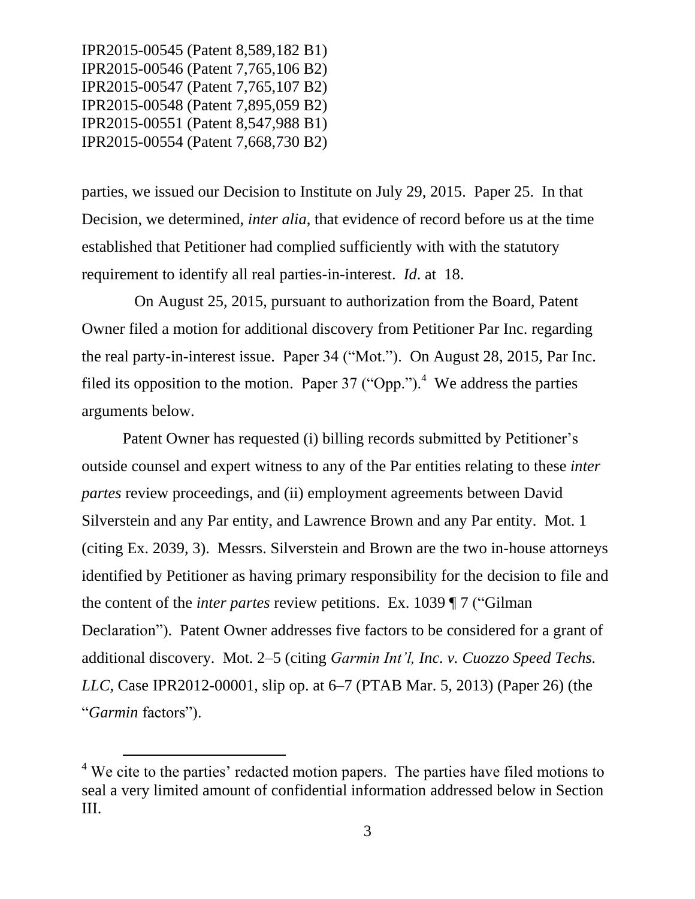parties, we issued our Decision to Institute on July 29, 2015. Paper 25. In that Decision, we determined, *inter alia*, that evidence of record before us at the time established that Petitioner had complied sufficiently with with the statutory requirement to identify all real parties-in-interest. *Id*. at 18.

On August 25, 2015, pursuant to authorization from the Board, Patent Owner filed a motion for additional discovery from Petitioner Par Inc. regarding the real party-in-interest issue. Paper 34 ("Mot."). On August 28, 2015, Par Inc. filed its opposition to the motion. Paper 37 ("Opp.").[4] We address the parties arguments below.

Patent Owner has requested (i) billing records submitted by Petitioner's outside counsel and expert witness to any of the Par entities relating to these *inter partes* review proceedings, and (ii) employment agreements between David Silverstein and any Par entity, and Lawrence Brown and any Par entity. Mot. 1 (citing Ex. 2039, 3). Messrs. Silverstein and Brown are the two in-house attorneys identified by Petitioner as having primary responsibility for the decision to file and the content of the *inter partes* review petitions. Ex. 1039 ¶ 7 ("Gilman Declaration"). Patent Owner addresses five factors to be considered for a grant of additional discovery. Mot. 2–5 (citing *Garmin Int'l, Inc. v. Cuozzo Speed Techs. LLC*, Case IPR2012-00001, slip op. at 6–7 (PTAB Mar. 5, 2013) (Paper 26) (the "*Garmin* factors").

---

[4] We cite to the parties' redacted motion papers. The parties have filed motions to seal a very limited amount of confidential information addressed below in Section III.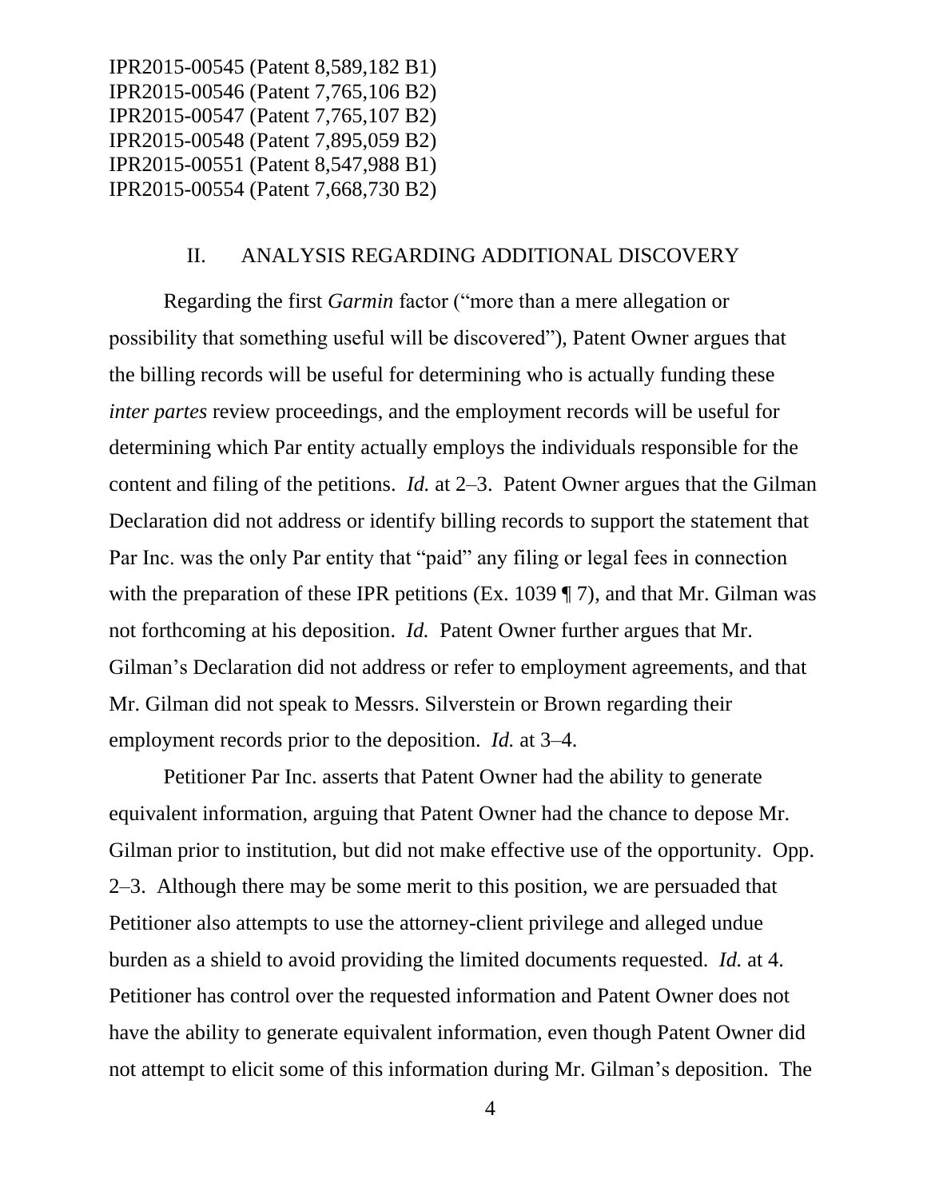## II. ANALYSIS REGARDING ADDITIONAL DISCOVERY

Regarding the first *Garmin* factor ("more than a mere allegation or possibility that something useful will be discovered"), Patent Owner argues that the billing records will be useful for determining who is actually funding these *inter partes* review proceedings, and the employment records will be useful for determining which Par entity actually employs the individuals responsible for the content and filing of the petitions. *Id.* at 2–3. Patent Owner argues that the Gilman Declaration did not address or identify billing records to support the statement that Par Inc. was the only Par entity that "paid" any filing or legal fees in connection with the preparation of these IPR petitions (Ex. 1039 ¶ 7), and that Mr. Gilman was not forthcoming at his deposition. *Id.* Patent Owner further argues that Mr. Gilman's Declaration did not address or refer to employment agreements, and that Mr. Gilman did not speak to Messrs. Silverstein or Brown regarding their employment records prior to the deposition. *Id.* at 3–4.

Petitioner Par Inc. asserts that Patent Owner had the ability to generate equivalent information, arguing that Patent Owner had the chance to depose Mr. Gilman prior to institution, but did not make effective use of the opportunity. Opp. 2–3. Although there may be some merit to this position, we are persuaded that Petitioner also attempts to use the attorney-client privilege and alleged undue burden as a shield to avoid providing the limited documents requested. *Id.* at 4. Petitioner has control over the requested information and Patent Owner does not have the ability to generate equivalent information, even though Patent Owner did not attempt to elicit some of this information during Mr. Gilman's deposition. The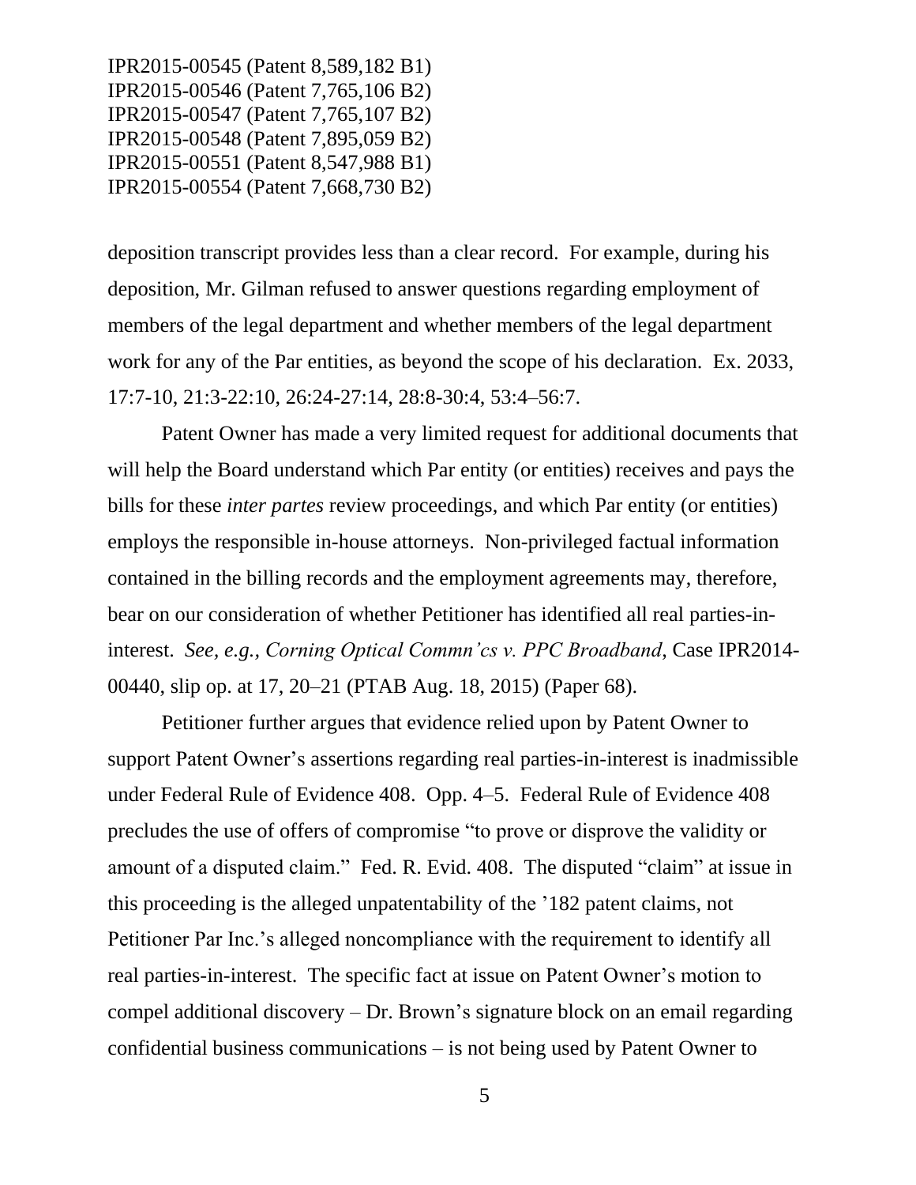deposition transcript provides less than a clear record. For example, during his deposition, Mr. Gilman refused to answer questions regarding employment of members of the legal department and whether members of the legal department work for any of the Par entities, as beyond the scope of his declaration. Ex. 2033, 17:7-10, 21:3-22:10, 26:24-27:14, 28:8-30:4, 53:4–56:7.

Patent Owner has made a very limited request for additional documents that will help the Board understand which Par entity (or entities) receives and pays the bills for these *inter partes* review proceedings, and which Par entity (or entities) employs the responsible in-house attorneys. Non-privileged factual information contained in the billing records and the employment agreements may, therefore, bear on our consideration of whether Petitioner has identified all real parties-in-interest. *See, e.g., Corning Optical Commn'cs v. PPC Broadband*, Case IPR2014-00440, slip op. at 17, 20–21 (PTAB Aug. 18, 2015) (Paper 68).

Petitioner further argues that evidence relied upon by Patent Owner to support Patent Owner's assertions regarding real parties-in-interest is inadmissible under Federal Rule of Evidence 408. Opp. 4–5. Federal Rule of Evidence 408 precludes the use of offers of compromise "to prove or disprove the validity or amount of a disputed claim." Fed. R. Evid. 408. The disputed "claim" at issue in this proceeding is the alleged unpatentability of the '182 patent claims, not Petitioner Par Inc.'s alleged noncompliance with the requirement to identify all real parties-in-interest. The specific fact at issue on Patent Owner's motion to compel additional discovery – Dr. Brown's signature block on an email regarding confidential business communications – is not being used by Patent Owner to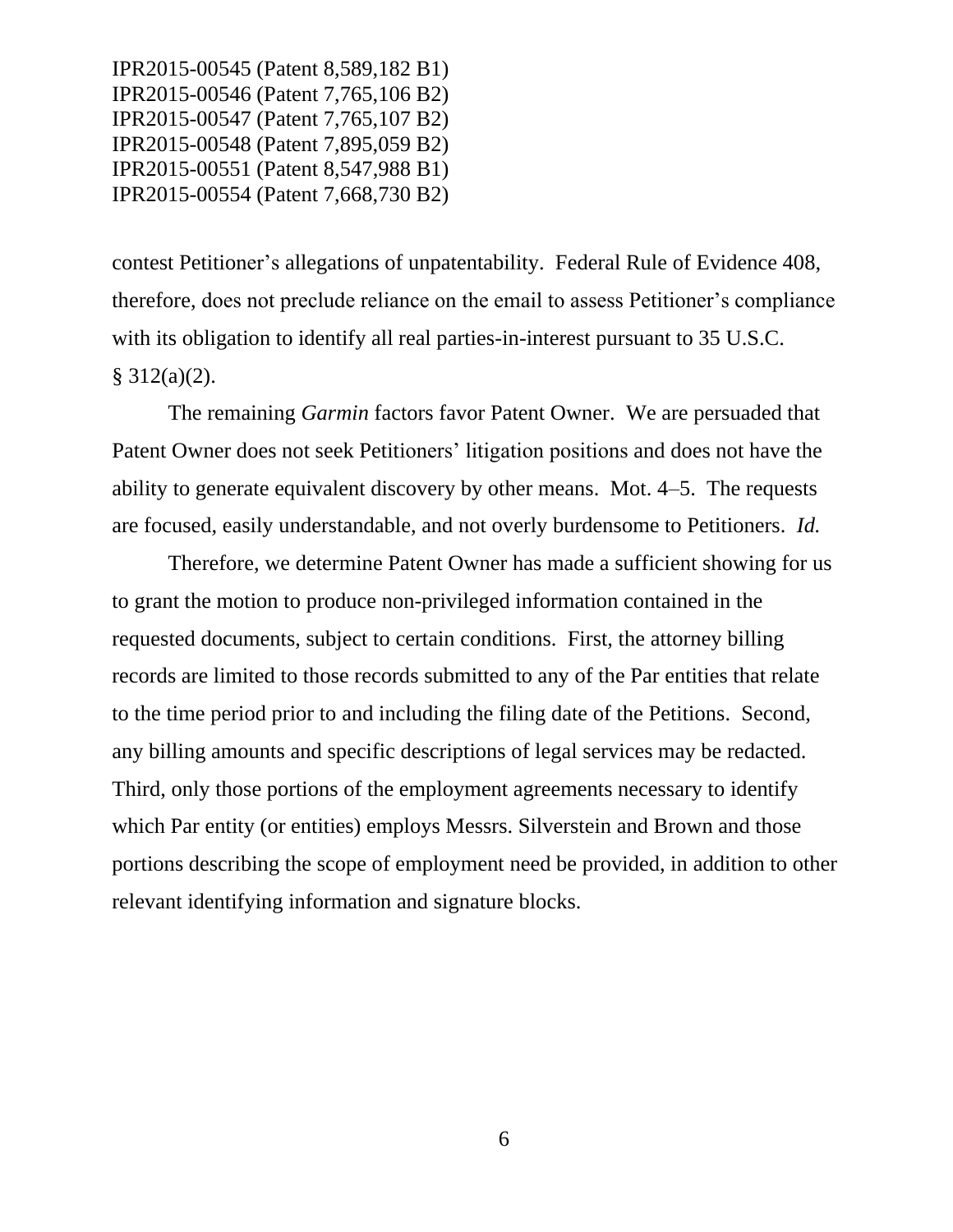contest Petitioner's allegations of unpatentability. Federal Rule of Evidence 408, therefore, does not preclude reliance on the email to assess Petitioner's compliance with its obligation to identify all real parties-in-interest pursuant to 35 U.S.C. § 312(a)(2).

The remaining *Garmin* factors favor Patent Owner. We are persuaded that Patent Owner does not seek Petitioners' litigation positions and does not have the ability to generate equivalent discovery by other means. Mot. 4–5. The requests are focused, easily understandable, and not overly burdensome to Petitioners. *Id.*

Therefore, we determine Patent Owner has made a sufficient showing for us to grant the motion to produce non-privileged information contained in the requested documents, subject to certain conditions. First, the attorney billing records are limited to those records submitted to any of the Par entities that relate to the time period prior to and including the filing date of the Petitions. Second, any billing amounts and specific descriptions of legal services may be redacted. Third, only those portions of the employment agreements necessary to identify which Par entity (or entities) employs Messrs. Silverstein and Brown and those portions describing the scope of employment need be provided, in addition to other relevant identifying information and signature blocks.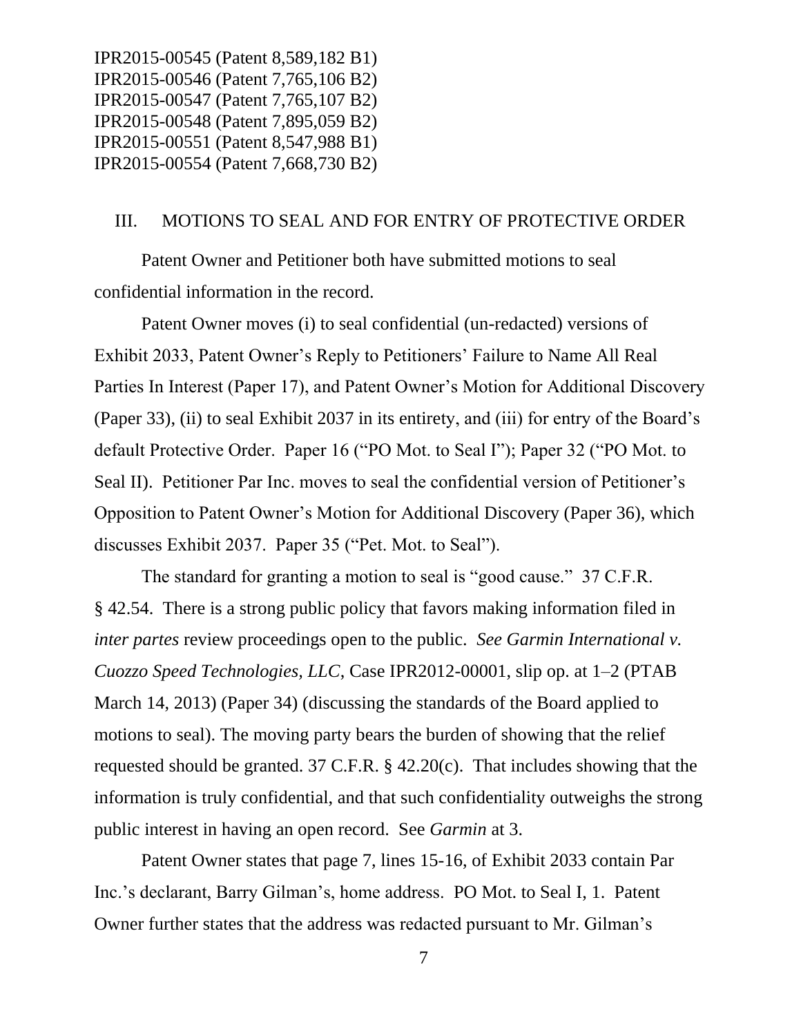IPR2015-00545 (Patent 8,589,182 B1)
IPR2015-00546 (Patent 7,765,106 B2)
IPR2015-00547 (Patent 7,765,107 B2)
IPR2015-00548 (Patent 7,895,059 B2)
IPR2015-00551 (Patent 8,547,988 B1)
IPR2015-00554 (Patent 7,668,730 B2)

## III. MOTIONS TO SEAL AND FOR ENTRY OF PROTECTIVE ORDER

Patent Owner and Petitioner both have submitted motions to seal confidential information in the record.

Patent Owner moves (i) to seal confidential (un-redacted) versions of Exhibit 2033, Patent Owner's Reply to Petitioners' Failure to Name All Real Parties In Interest (Paper 17), and Patent Owner's Motion for Additional Discovery (Paper 33), (ii) to seal Exhibit 2037 in its entirety, and (iii) for entry of the Board's default Protective Order. Paper 16 ("PO Mot. to Seal I"); Paper 32 ("PO Mot. to Seal II). Petitioner Par Inc. moves to seal the confidential version of Petitioner's Opposition to Patent Owner's Motion for Additional Discovery (Paper 36), which discusses Exhibit 2037. Paper 35 ("Pet. Mot. to Seal").

The standard for granting a motion to seal is "good cause." 37 C.F.R. § 42.54. There is a strong public policy that favors making information filed in *inter partes* review proceedings open to the public. *See Garmin International v. Cuozzo Speed Technologies, LLC*, Case IPR2012-00001, slip op. at 1–2 (PTAB March 14, 2013) (Paper 34) (discussing the standards of the Board applied to motions to seal). The moving party bears the burden of showing that the relief requested should be granted. 37 C.F.R. § 42.20(c). That includes showing that the information is truly confidential, and that such confidentiality outweighs the strong public interest in having an open record. See *Garmin* at 3.

Patent Owner states that page 7, lines 15-16, of Exhibit 2033 contain Par Inc.'s declarant, Barry Gilman's, home address. PO Mot. to Seal I, 1. Patent Owner further states that the address was redacted pursuant to Mr. Gilman's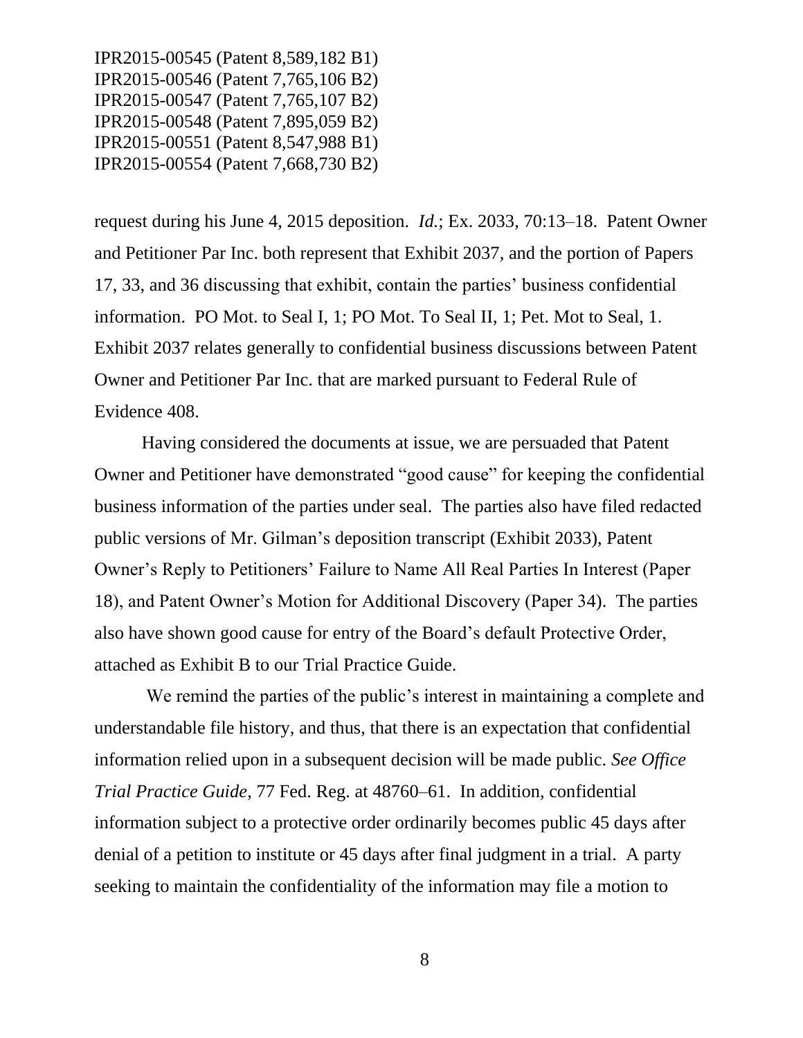request during his June 4, 2015 deposition. *Id.*; Ex. 2033, 70:13–18. Patent Owner and Petitioner Par Inc. both represent that Exhibit 2037, and the portion of Papers 17, 33, and 36 discussing that exhibit, contain the parties' business confidential information. PO Mot. to Seal I, 1; PO Mot. To Seal II, 1; Pet. Mot to Seal, 1. Exhibit 2037 relates generally to confidential business discussions between Patent Owner and Petitioner Par Inc. that are marked pursuant to Federal Rule of Evidence 408.

Having considered the documents at issue, we are persuaded that Patent Owner and Petitioner have demonstrated "good cause" for keeping the confidential business information of the parties under seal. The parties also have filed redacted public versions of Mr. Gilman's deposition transcript (Exhibit 2033), Patent Owner's Reply to Petitioners' Failure to Name All Real Parties In Interest (Paper 18), and Patent Owner's Motion for Additional Discovery (Paper 34). The parties also have shown good cause for entry of the Board's default Protective Order, attached as Exhibit B to our Trial Practice Guide.

We remind the parties of the public's interest in maintaining a complete and understandable file history, and thus, that there is an expectation that confidential information relied upon in a subsequent decision will be made public. *See Office Trial Practice Guide*, 77 Fed. Reg. at 48760–61. In addition, confidential information subject to a protective order ordinarily becomes public 45 days after denial of a petition to institute or 45 days after final judgment in a trial. A party seeking to maintain the confidentiality of the information may file a motion to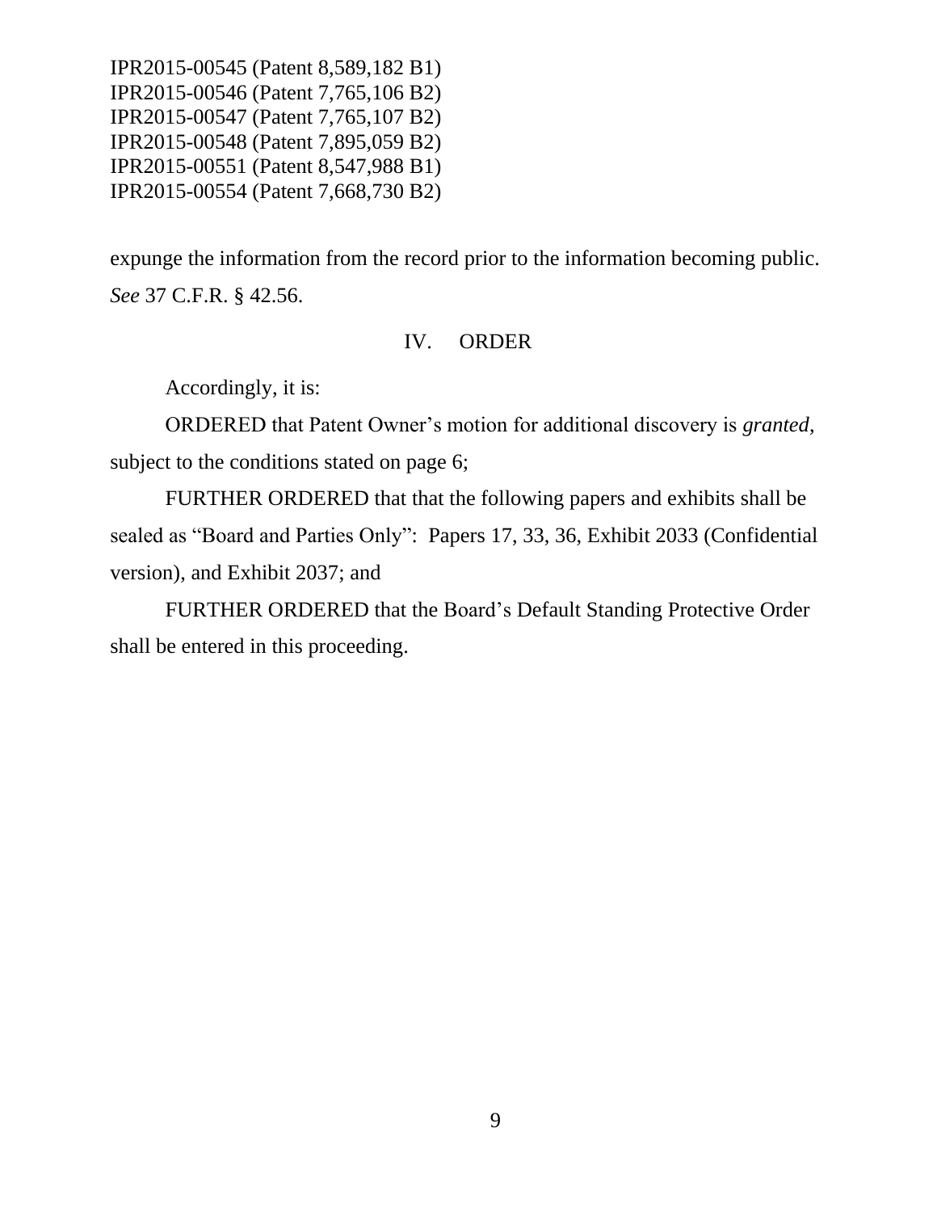expunge the information from the record prior to the information becoming public. *See* 37 C.F.R. § 42.56.

## IV. ORDER

Accordingly, it is:

ORDERED that Patent Owner's motion for additional discovery is *granted*, subject to the conditions stated on page 6;

FURTHER ORDERED that that the following papers and exhibits shall be sealed as "Board and Parties Only": Papers 17, 33, 36, Exhibit 2033 (Confidential version), and Exhibit 2037; and

FURTHER ORDERED that the Board's Default Standing Protective Order shall be entered in this proceeding.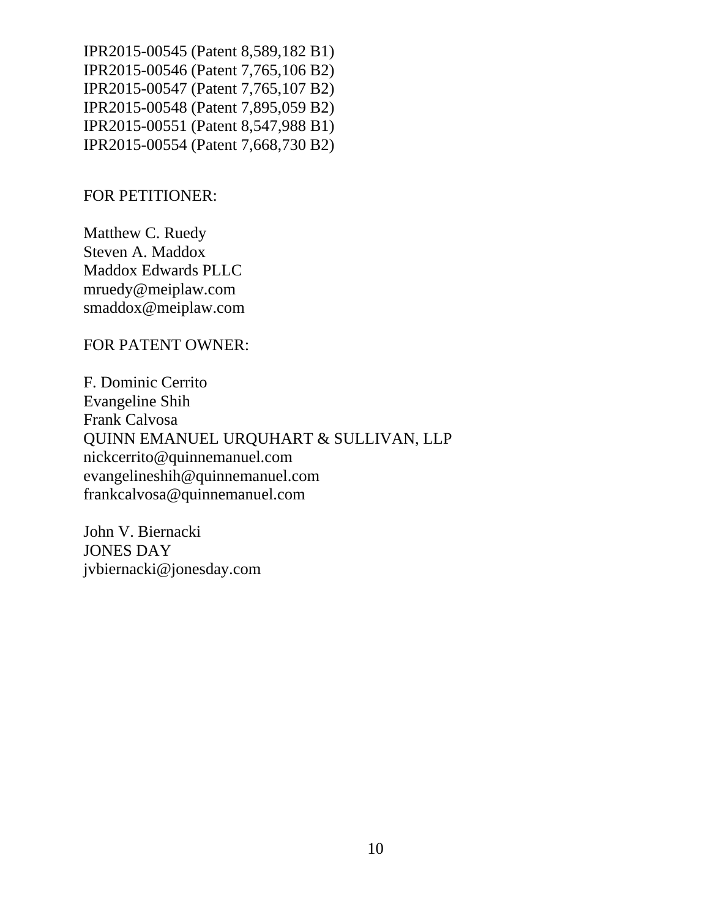IPR2015-00545 (Patent 8,589,182 B1)
IPR2015-00546 (Patent 7,765,106 B2)
IPR2015-00547 (Patent 7,765,107 B2)
IPR2015-00548 (Patent 7,895,059 B2)
IPR2015-00551 (Patent 8,547,988 B1)
IPR2015-00554 (Patent 7,668,730 B2)

FOR PETITIONER:

Matthew C. Ruedy
Steven A. Maddox
Maddox Edwards PLLC
mruedy@meiplaw.com
smaddox@meiplaw.com

FOR PATENT OWNER:

F. Dominic Cerrito
Evangeline Shih
Frank Calvosa
QUINN EMANUEL URQUHART & SULLIVAN, LLP
nickcerrito@quinnemanuel.com
evangelineshih@quinnemanuel.com
frankcalvosa@quinnemanuel.com

John V. Biernacki
JONES DAY
jvbiernacki@jonesday.com